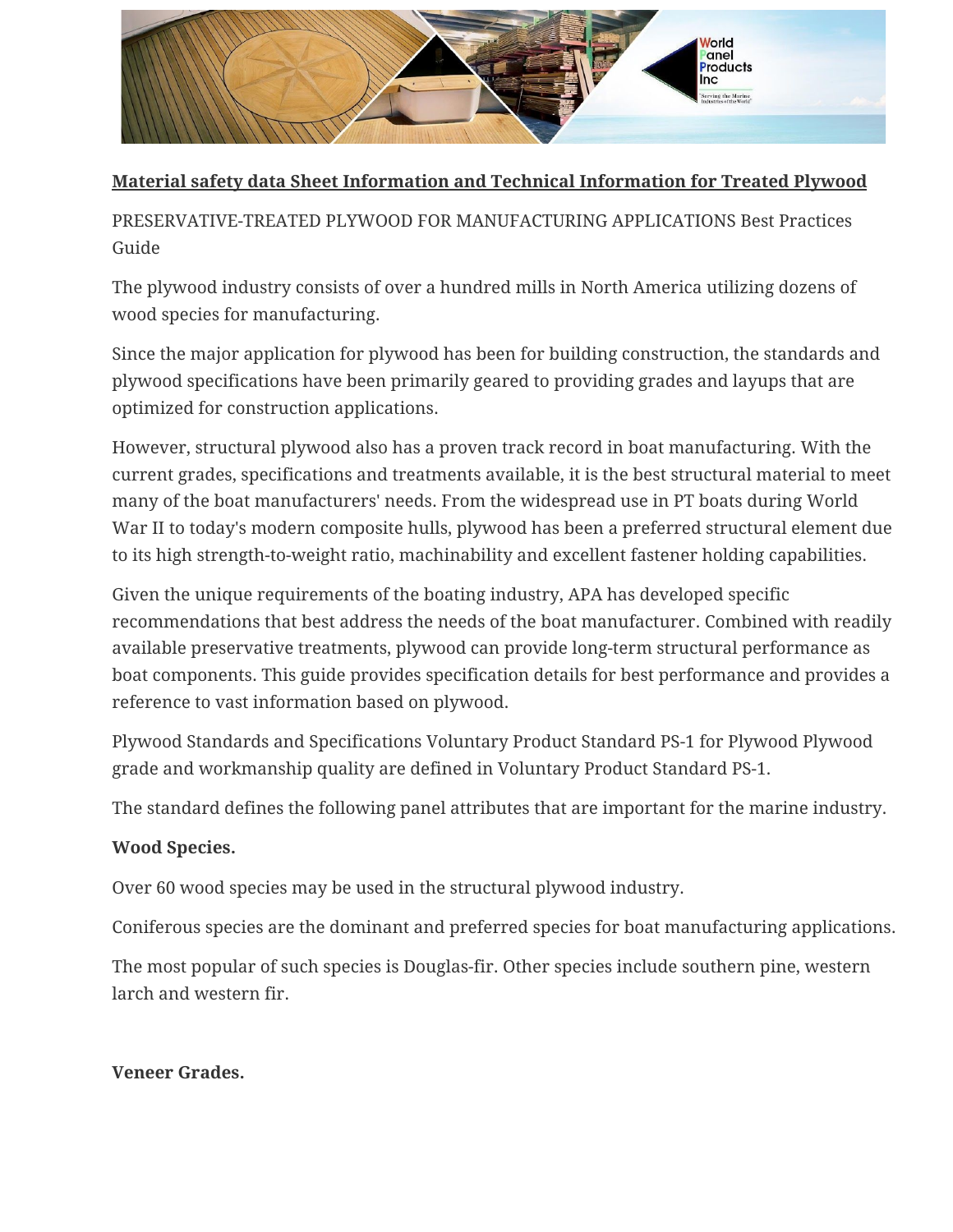**Material safety data Sheet Information and Technical Information for Treated Plywood**

PRESERVATIVE-TREATED PLYWOOD FOR MANUFACTURING APPLICATIONS Best Practices Guide

The plywood industry consists of over a hundred mills in North America utilizing dozens of wood species for manufacturing.

Since the major application for plywood has been for building construction, the standards and plywood specifications have been primarily geared to providing grades and layups that are optimized for construction applications.

However, structural plywood also has a proven track record in boat manufacturing. With the current grades, specifications and treatments available, it is the best structural material to meet many of the boat manufacturers' needs. From the widespread use in PT boats during World War II to today's modern composite hulls, plywood has been a preferred structural element due to its high strength-to-weight ratio, machinability and excellent fastener holding capabilities.

Given the unique requirements of the boating industry, APA has developed specific recommendations that best address the needs of the boat manufacturer. Combined with readily available preservative treatments, plywood can provide long-term structural performance as boat components. This guide provides specification details for best performance and provides a reference to vast information based on plywood.

Plywood Standards and Specifications Voluntary Product Standard PS-1 for Plywood Plywood grade and workmanship quality are defined in Voluntary Product Standard PS-1.

The standard defines the following panel attributes that are important for the marine industry.

**Wood Species.**

Over 60 wood species may be used in the structural plywood industry.

Coniferous species are the dominant and preferred species for boat manufacturing applications.

The most popular of such species is Douglas-fir. Other species include southern pine, western larch and western fir.

**Veneer Grades.**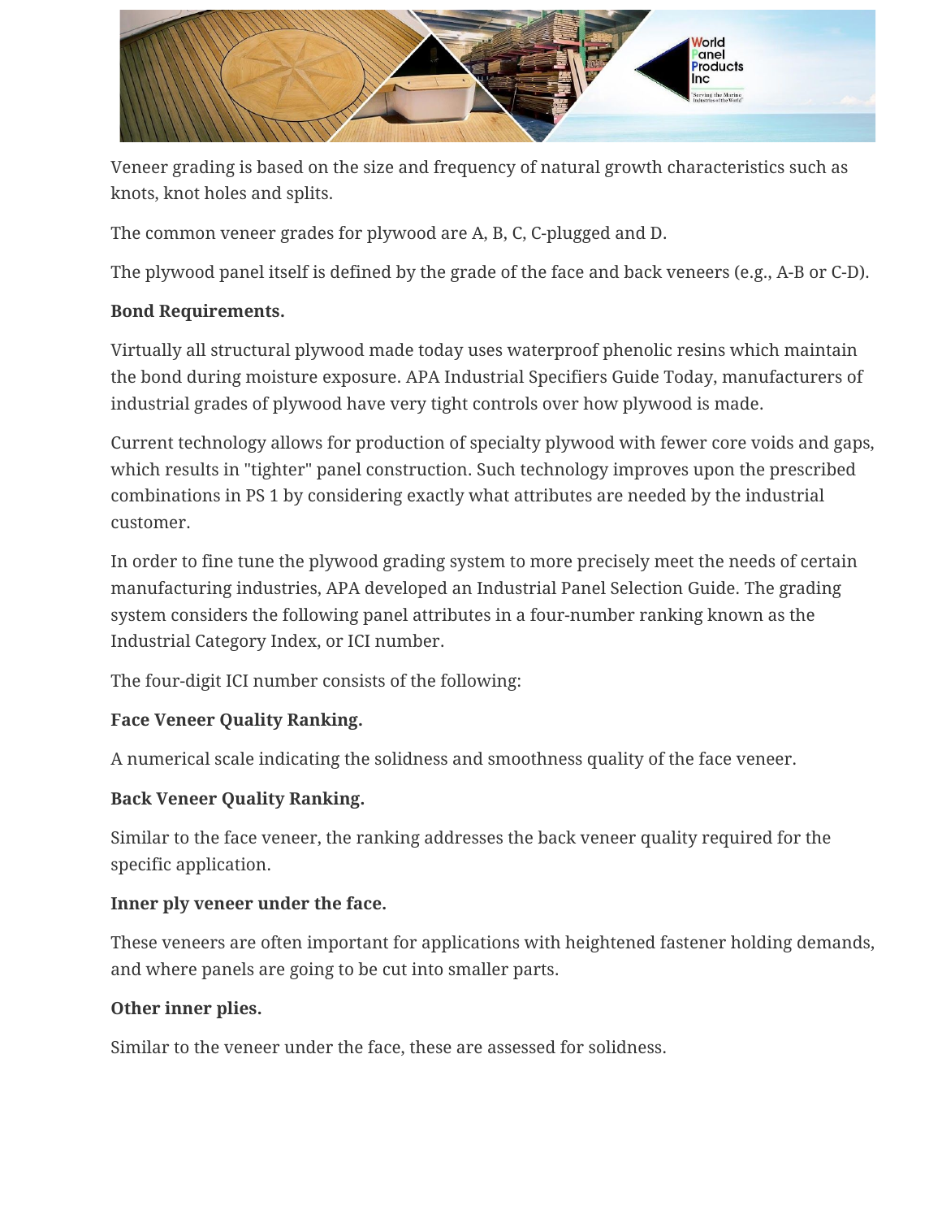Veneer grading is based on the size and frequency of natural growth characteristics such as knots, knot holes and splits.

The common veneer grades for plywood are A, B, C, C-plugged and D.

The plywood panel itself is defined by the grade of the face and back veneers (e.g., A-B or C-D).

**Bond Requirements.**

Virtually all structural plywood made today uses waterproof phenolic resins which maintain the bond during moisture exposure. APA Industrial Specifiers Guide Today, manufacturers of industrial grades of plywood have very tight controls over how plywood is made.

Current technology allows for production of specialty plywood with fewer core voids and gaps, which results in "tighter" panel construction. Such technology improves upon the prescribed combinations in PS 1 by considering exactly what attributes are needed by the industrial customer.

In order to fine tune the plywood grading system to more precisely meet the needs of certain manufacturing industries, APA developed an Industrial Panel Selection Guide. The grading system considers the following panel attributes in a four-number ranking known as the Industrial Category Index, or ICI number.

The four-digit ICI number consists of the following:

**Face Veneer Quality Ranking.**

A numerical scale indicating the solidness and smoothness quality of the face veneer.

**Back Veneer Quality Ranking.**

Similar to the face veneer, the ranking addresses the back veneer quality required for the specific application.

**Inner ply veneer under the face.**

These veneers are often important for applications with heightened fastener holding demands, and where panels are going to be cut into smaller parts.

**Other inner plies.**

Similar to the veneer under the face, these are assessed for solidness.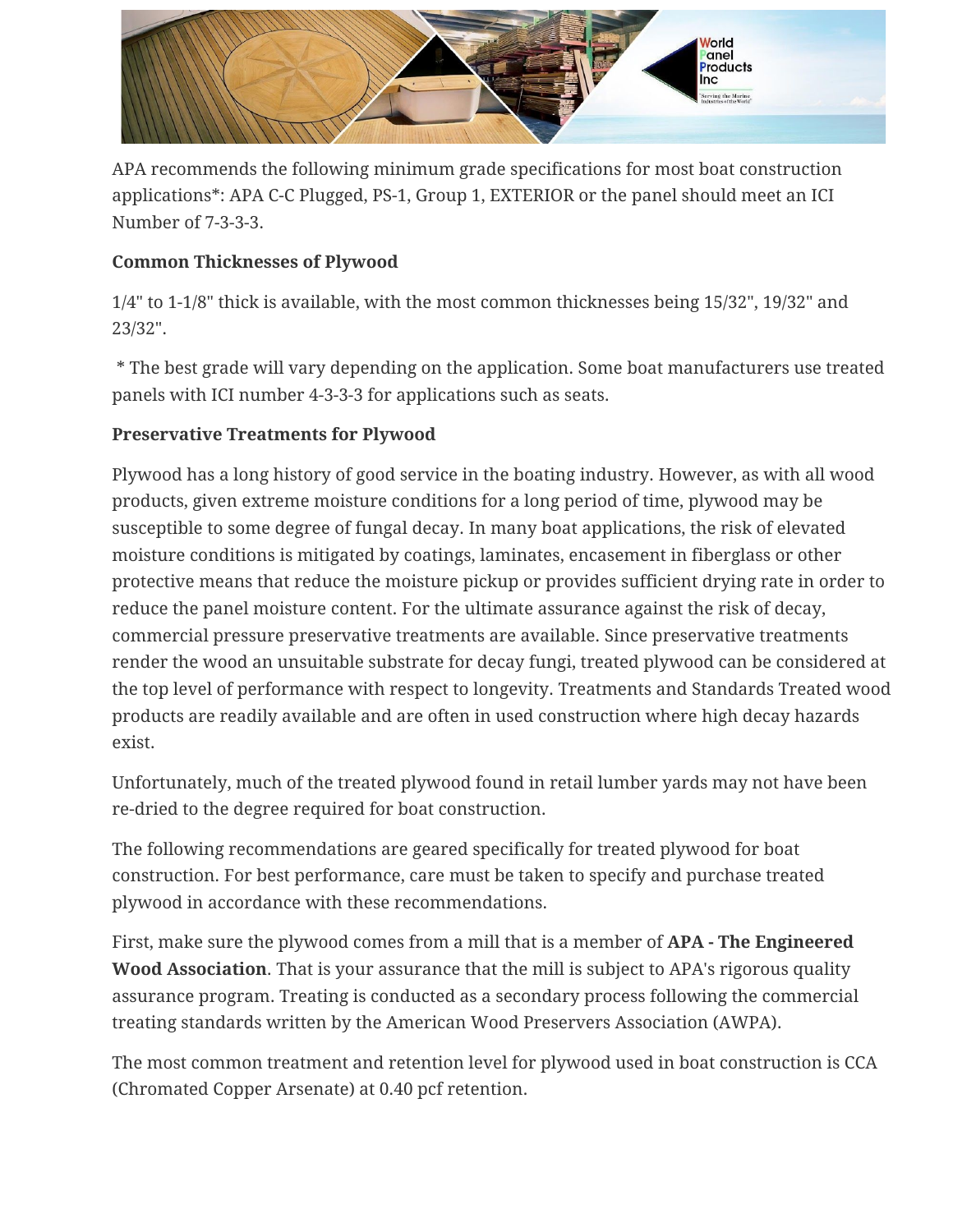APA recommends the following minimum grade specifications for most boat construction applications*: APA C-C Plugged, PS-1, Group 1, EXTERIOR or the panel should meet an ICI Number of 7-3-3-3.

**Common Thicknesses of Plywood**

1/4" to 1-1/8" thick is available, with the most common thicknesses being 15/32", 19/32" and 23/32".

* The best grade will vary depending on the application. Some boat manufacturers use treated panels with ICI number 4-3-3-3 for applications such as seats.

**Preservative Treatments for Plywood**

Plywood has a long history of good service in the boating industry. However, as with all wood products, given extreme moisture conditions for a long period of time, plywood may be susceptible to some degree of fungal decay. In many boat applications, the risk of elevated moisture conditions is mitigated by coatings, laminates, encasement in fiberglass or other protective means that reduce the moisture pickup or provides sufficient drying rate in order to reduce the panel moisture content. For the ultimate assurance against the risk of decay, commercial pressure preservative treatments are available. Since preservative treatments render the wood an unsuitable substrate for decay fungi, treated plywood can be considered at the top level of performance with respect to longevity. Treatments and Standards Treated wood products are readily available and are often in used construction where high decay hazards exist.

Unfortunately, much of the treated plywood found in retail lumber yards may not have been re-dried to the degree required for boat construction.

The following recommendations are geared specifically for treated plywood for boat construction. For best performance, care must be taken to specify and purchase treated plywood in accordance with these recommendations.

First, make sure the plywood comes from a mill that is a member of **APA - The Engineered Wood Association**. That is your assurance that the mill is subject to APA's rigorous quality assurance program. Treating is conducted as a secondary process following the commercial treating standards written by the American Wood Preservers Association (AWPA).

The most common treatment and retention level for plywood used in boat construction is CCA (Chromated Copper Arsenate) at 0.40 pcf retention.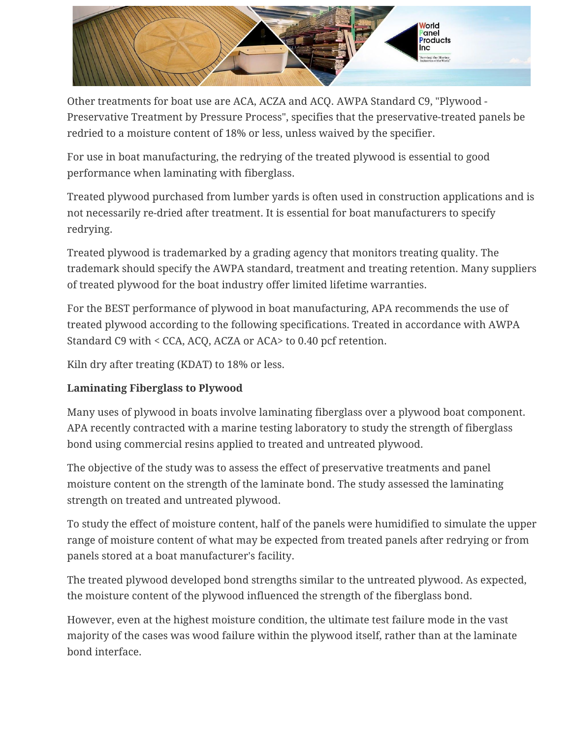Other treatments for boat use are ACA, ACZA and ACQ. AWPA Standard C9, "Plywood - Preservative Treatment by Pressure Process", specifies that the preservative-treated panels be redried to a moisture content of 18% or less, unless waived by the specifier.

For use in boat manufacturing, the redrying of the treated plywood is essential to good performance when laminating with fiberglass.

Treated plywood purchased from lumber yards is often used in construction applications and is not necessarily re-dried after treatment. It is essential for boat manufacturers to specify redrying.

Treated plywood is trademarked by a grading agency that monitors treating quality. The trademark should specify the AWPA standard, treatment and treating retention. Many suppliers of treated plywood for the boat industry offer limited lifetime warranties.

For the BEST performance of plywood in boat manufacturing, APA recommends the use of treated plywood according to the following specifications. Treated in accordance with AWPA Standard C9 with < CCA, ACQ, ACZA or ACA> to 0.40 pcf retention.

Kiln dry after treating (KDAT) to 18% or less.

**Laminating Fiberglass to Plywood**

Many uses of plywood in boats involve laminating fiberglass over a plywood boat component. APA recently contracted with a marine testing laboratory to study the strength of fiberglass bond using commercial resins applied to treated and untreated plywood.

The objective of the study was to assess the effect of preservative treatments and panel moisture content on the strength of the laminate bond. The study assessed the laminating strength on treated and untreated plywood.

To study the effect of moisture content, half of the panels were humidified to simulate the upper range of moisture content of what may be expected from treated panels after redrying or from panels stored at a boat manufacturer's facility.

The treated plywood developed bond strengths similar to the untreated plywood. As expected, the moisture content of the plywood influenced the strength of the fiberglass bond.

However, even at the highest moisture condition, the ultimate test failure mode in the vast majority of the cases was wood failure within the plywood itself, rather than at the laminate bond interface.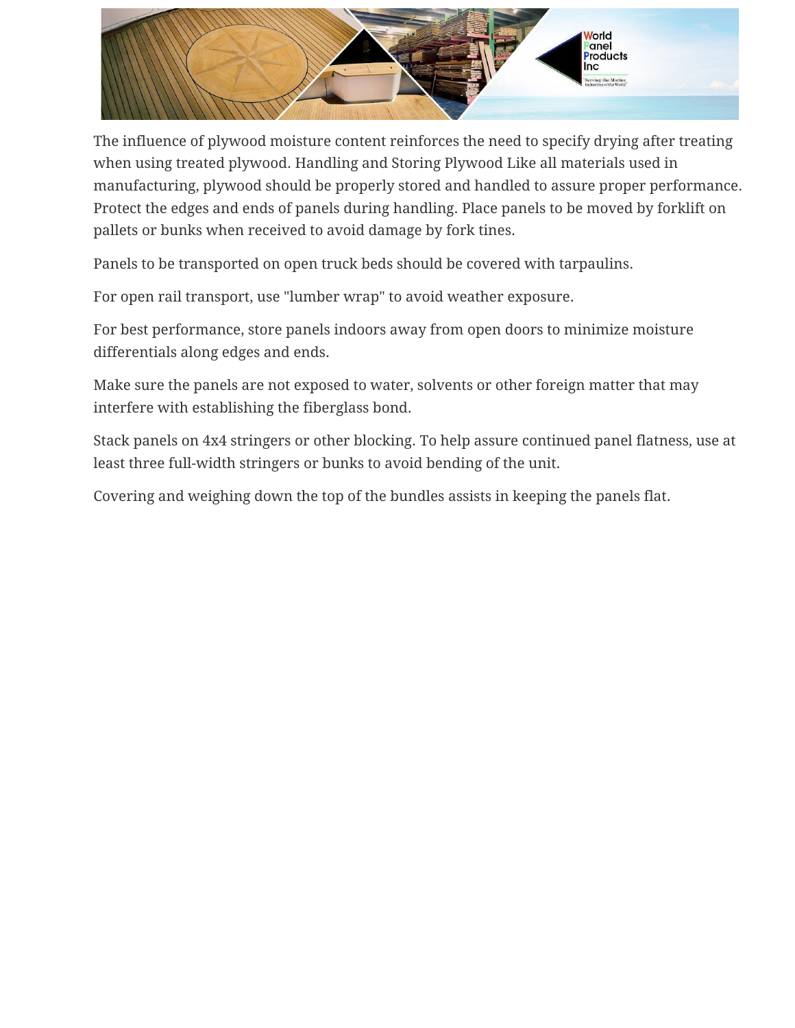The influence of plywood moisture content reinforces the need to specify drying after treating when using treated plywood. Handling and Storing Plywood Like all materials used in manufacturing, plywood should be properly stored and handled to assure proper performance. Protect the edges and ends of panels during handling. Place panels to be moved by forklift on pallets or bunks when received to avoid damage by fork tines.

Panels to be transported on open truck beds should be covered with tarpaulins.

For open rail transport, use "lumber wrap" to avoid weather exposure.

For best performance, store panels indoors away from open doors to minimize moisture differentials along edges and ends.

Make sure the panels are not exposed to water, solvents or other foreign matter that may interfere with establishing the fiberglass bond.

Stack panels on 4x4 stringers or other blocking. To help assure continued panel flatness, use at least three full-width stringers or bunks to avoid bending of the unit.

Covering and weighing down the top of the bundles assists in keeping the panels flat.